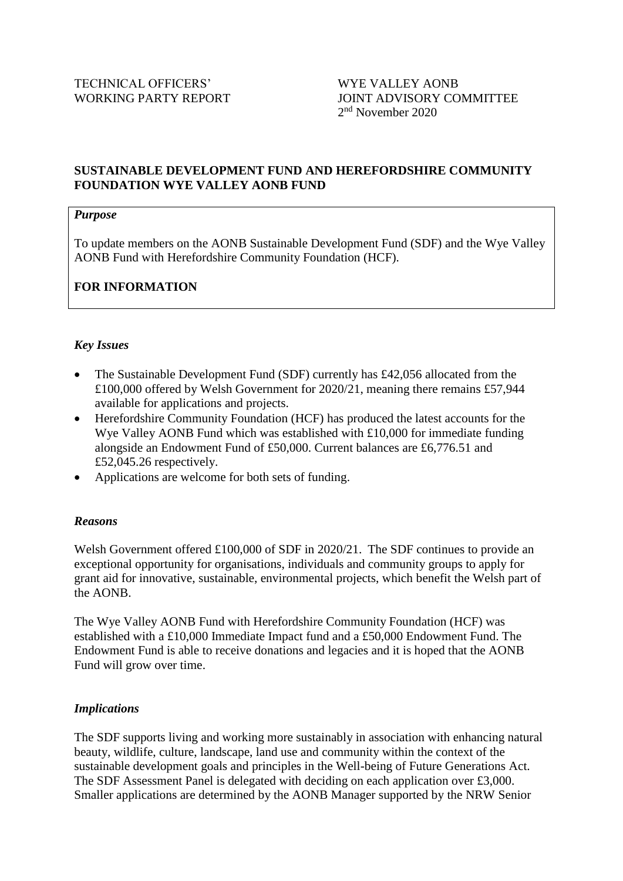TECHNICAL OFFICERS' WORKING PARTY REPORT

WYE VALLEY AONB JOINT ADVISORY COMMITTEE
2nd November 2020

**SUSTAINABLE DEVELOPMENT FUND AND HEREFORDSHIRE COMMUNITY FOUNDATION WYE VALLEY AONB FUND**

*Purpose*

To update members on the AONB Sustainable Development Fund (SDF) and the Wye Valley AONB Fund with Herefordshire Community Foundation (HCF).

**FOR INFORMATION**

*Key Issues*

- The Sustainable Development Fund (SDF) currently has £42,056 allocated from the £100,000 offered by Welsh Government for 2020/21, meaning there remains £57,944 available for applications and projects.
- Herefordshire Community Foundation (HCF) has produced the latest accounts for the Wye Valley AONB Fund which was established with £10,000 for immediate funding alongside an Endowment Fund of £50,000. Current balances are £6,776.51 and £52,045.26 respectively.
- Applications are welcome for both sets of funding.

*Reasons*

Welsh Government offered £100,000 of SDF in 2020/21. The SDF continues to provide an exceptional opportunity for organisations, individuals and community groups to apply for grant aid for innovative, sustainable, environmental projects, which benefit the Welsh part of the AONB.

The Wye Valley AONB Fund with Herefordshire Community Foundation (HCF) was established with a £10,000 Immediate Impact fund and a £50,000 Endowment Fund. The Endowment Fund is able to receive donations and legacies and it is hoped that the AONB Fund will grow over time.

*Implications*

The SDF supports living and working more sustainably in association with enhancing natural beauty, wildlife, culture, landscape, land use and community within the context of the sustainable development goals and principles in the Well-being of Future Generations Act. The SDF Assessment Panel is delegated with deciding on each application over £3,000. Smaller applications are determined by the AONB Manager supported by the NRW Senior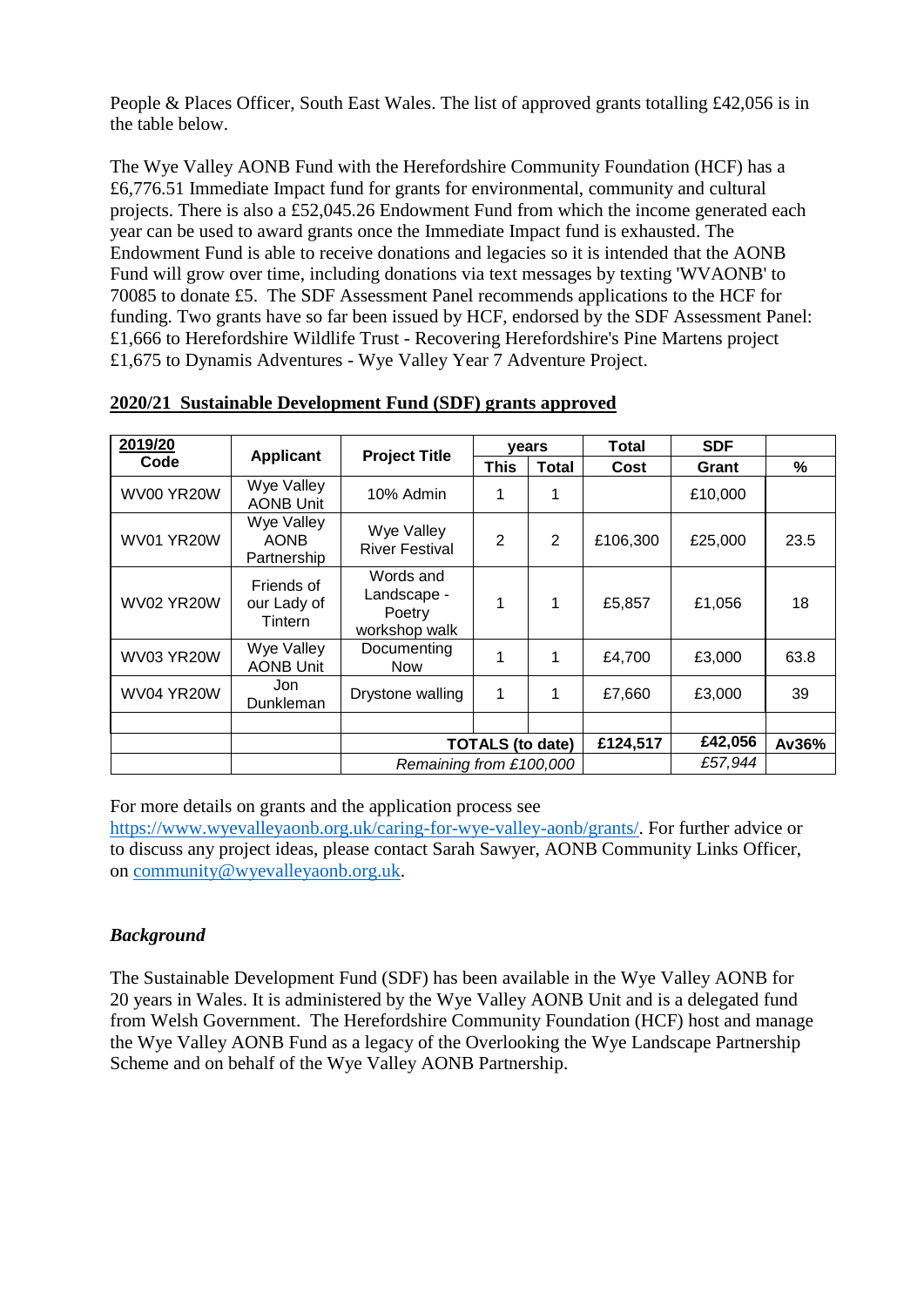People & Places Officer, South East Wales. The list of approved grants totalling £42,056 is in the table below.

The Wye Valley AONB Fund with the Herefordshire Community Foundation (HCF) has a £6,776.51 Immediate Impact fund for grants for environmental, community and cultural projects. There is also a £52,045.26 Endowment Fund from which the income generated each year can be used to award grants once the Immediate Impact fund is exhausted. The Endowment Fund is able to receive donations and legacies so it is intended that the AONB Fund will grow over time, including donations via text messages by texting 'WVAONB' to 70085 to donate £5. The SDF Assessment Panel recommends applications to the HCF for funding. Two grants have so far been issued by HCF, endorsed by the SDF Assessment Panel: £1,666 to Herefordshire Wildlife Trust - Recovering Herefordshire's Pine Martens project £1,675 to Dynamis Adventures - Wye Valley Year 7 Adventure Project.

**2020/21 Sustainable Development Fund (SDF) grants approved**

| 2019/20 Code | Applicant | Project Title | years | | Total | SDF | |
|---|---|---|---|---|---|---|---|
| | | | This | Total | Cost | Grant | % |
| WV00 YR20W | Wye Valley AONB Unit | 10% Admin | 1 | 1 | | £10,000 | |
| WV01 YR20W | Wye Valley AONB Partnership | Wye Valley River Festival | 2 | 2 | £106,300 | £25,000 | 23.5 |
| WV02 YR20W | Friends of our Lady of Tintern | Words and Landscape - Poetry workshop walk | 1 | 1 | £5,857 | £1,056 | 18 |
| WV03 YR20W | Wye Valley AONB Unit | Documenting Now | 1 | 1 | £4,700 | £3,000 | 63.8 |
| WV04 YR20W | Jon Dunkleman | Drystone walling | 1 | 1 | £7,660 | £3,000 | 39 |
| | | | | | | | |
| | | **TOTALS (to date)** | | | **£124,517** | **£42,056** | **Av36%** |
| | | *Remaining from £100,000* | | | | *£57,944* | |

For more details on grants and the application process see https://www.wyevalleyaonb.org.uk/caring-for-wye-valley-aonb/grants/. For further advice or to discuss any project ideas, please contact Sarah Sawyer, AONB Community Links Officer, on community@wyevalleyaonb.org.uk.

### *Background*

The Sustainable Development Fund (SDF) has been available in the Wye Valley AONB for 20 years in Wales. It is administered by the Wye Valley AONB Unit and is a delegated fund from Welsh Government. The Herefordshire Community Foundation (HCF) host and manage the Wye Valley AONB Fund as a legacy of the Overlooking the Wye Landscape Partnership Scheme and on behalf of the Wye Valley AONB Partnership.